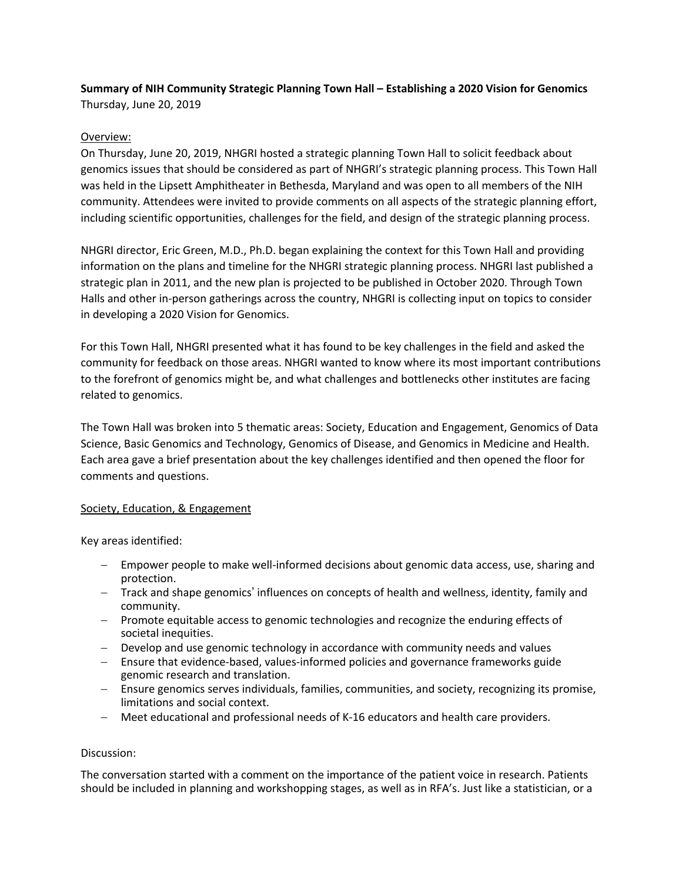**Summary of NIH Community Strategic Planning Town Hall – Establishing a 2020 Vision for Genomics**
Thursday, June 20, 2019

<u>Overview:</u>

On Thursday, June 20, 2019, NHGRI hosted a strategic planning Town Hall to solicit feedback about genomics issues that should be considered as part of NHGRI's strategic planning process. This Town Hall was held in the Lipsett Amphitheater in Bethesda, Maryland and was open to all members of the NIH community. Attendees were invited to provide comments on all aspects of the strategic planning effort, including scientific opportunities, challenges for the field, and design of the strategic planning process.

NHGRI director, Eric Green, M.D., Ph.D. began explaining the context for this Town Hall and providing information on the plans and timeline for the NHGRI strategic planning process. NHGRI last published a strategic plan in 2011, and the new plan is projected to be published in October 2020. Through Town Halls and other in-person gatherings across the country, NHGRI is collecting input on topics to consider in developing a 2020 Vision for Genomics.

For this Town Hall, NHGRI presented what it has found to be key challenges in the field and asked the community for feedback on those areas. NHGRI wanted to know where its most important contributions to the forefront of genomics might be, and what challenges and bottlenecks other institutes are facing related to genomics.

The Town Hall was broken into 5 thematic areas: Society, Education and Engagement, Genomics of Data Science, Basic Genomics and Technology, Genomics of Disease, and Genomics in Medicine and Health. Each area gave a brief presentation about the key challenges identified and then opened the floor for comments and questions.

<u>Society, Education, & Engagement</u>

Key areas identified:

- Empower people to make well-informed decisions about genomic data access, use, sharing and protection.
- Track and shape genomics' influences on concepts of health and wellness, identity, family and community.
- Promote equitable access to genomic technologies and recognize the enduring effects of societal inequities.
- Develop and use genomic technology in accordance with community needs and values
- Ensure that evidence-based, values-informed policies and governance frameworks guide genomic research and translation.
- Ensure genomics serves individuals, families, communities, and society, recognizing its promise, limitations and social context.
- Meet educational and professional needs of K-16 educators and health care providers.

Discussion:

The conversation started with a comment on the importance of the patient voice in research. Patients should be included in planning and workshopping stages, as well as in RFA's. Just like a statistician, or a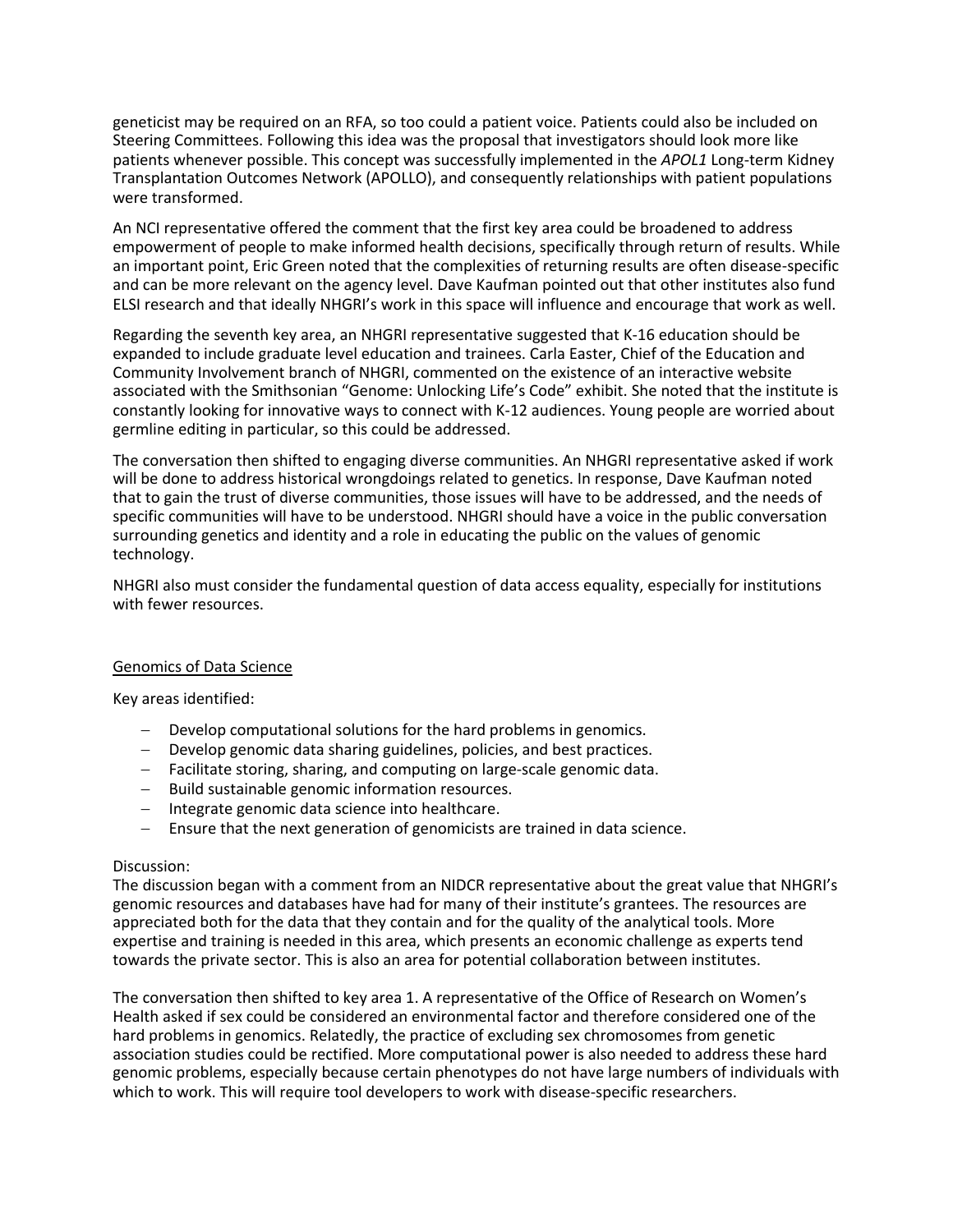geneticist may be required on an RFA, so too could a patient voice. Patients could also be included on Steering Committees. Following this idea was the proposal that investigators should look more like patients whenever possible. This concept was successfully implemented in the *APOL1* Long-term Kidney Transplantation Outcomes Network (APOLLO), and consequently relationships with patient populations were transformed.

An NCI representative offered the comment that the first key area could be broadened to address empowerment of people to make informed health decisions, specifically through return of results. While an important point, Eric Green noted that the complexities of returning results are often disease-specific and can be more relevant on the agency level. Dave Kaufman pointed out that other institutes also fund ELSI research and that ideally NHGRI's work in this space will influence and encourage that work as well.

Regarding the seventh key area, an NHGRI representative suggested that K-16 education should be expanded to include graduate level education and trainees. Carla Easter, Chief of the Education and Community Involvement branch of NHGRI, commented on the existence of an interactive website associated with the Smithsonian "Genome: Unlocking Life's Code" exhibit. She noted that the institute is constantly looking for innovative ways to connect with K-12 audiences. Young people are worried about germline editing in particular, so this could be addressed.

The conversation then shifted to engaging diverse communities. An NHGRI representative asked if work will be done to address historical wrongdoings related to genetics. In response, Dave Kaufman noted that to gain the trust of diverse communities, those issues will have to be addressed, and the needs of specific communities will have to be understood. NHGRI should have a voice in the public conversation surrounding genetics and identity and a role in educating the public on the values of genomic technology.

NHGRI also must consider the fundamental question of data access equality, especially for institutions with fewer resources.

<u>Genomics of Data Science</u>

Key areas identified:

- Develop computational solutions for the hard problems in genomics.
- Develop genomic data sharing guidelines, policies, and best practices.
- Facilitate storing, sharing, and computing on large-scale genomic data.
- Build sustainable genomic information resources.
- Integrate genomic data science into healthcare.
- Ensure that the next generation of genomicists are trained in data science.

Discussion:
The discussion began with a comment from an NIDCR representative about the great value that NHGRI's genomic resources and databases have had for many of their institute's grantees. The resources are appreciated both for the data that they contain and for the quality of the analytical tools. More expertise and training is needed in this area, which presents an economic challenge as experts tend towards the private sector. This is also an area for potential collaboration between institutes.

The conversation then shifted to key area 1. A representative of the Office of Research on Women's Health asked if sex could be considered an environmental factor and therefore considered one of the hard problems in genomics. Relatedly, the practice of excluding sex chromosomes from genetic association studies could be rectified. More computational power is also needed to address these hard genomic problems, especially because certain phenotypes do not have large numbers of individuals with which to work. This will require tool developers to work with disease-specific researchers.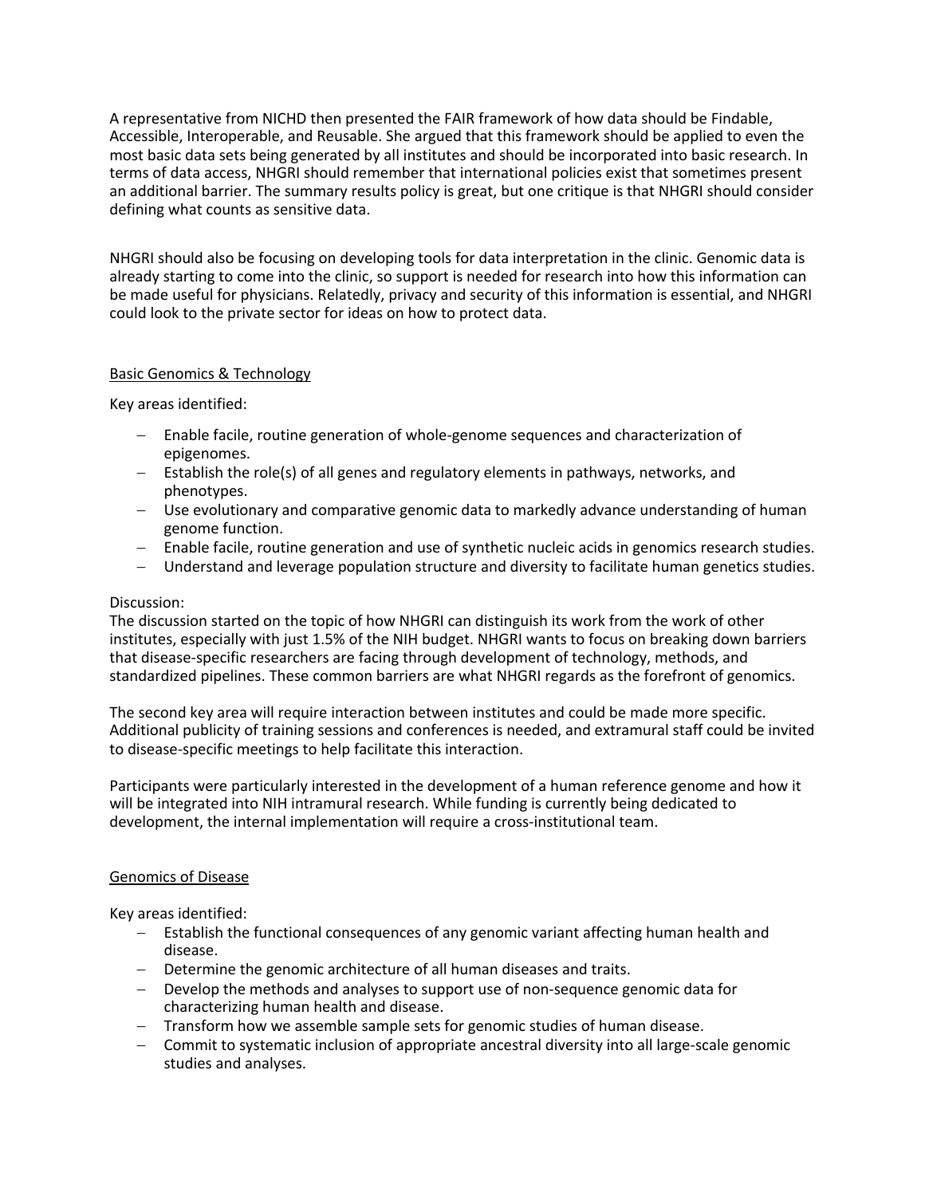A representative from NICHD then presented the FAIR framework of how data should be Findable, Accessible, Interoperable, and Reusable. She argued that this framework should be applied to even the most basic data sets being generated by all institutes and should be incorporated into basic research. In terms of data access, NHGRI should remember that international policies exist that sometimes present an additional barrier. The summary results policy is great, but one critique is that NHGRI should consider defining what counts as sensitive data.

NHGRI should also be focusing on developing tools for data interpretation in the clinic. Genomic data is already starting to come into the clinic, so support is needed for research into how this information can be made useful for physicians. Relatedly, privacy and security of this information is essential, and NHGRI could look to the private sector for ideas on how to protect data.

## Basic Genomics & Technology

Key areas identified:

- Enable facile, routine generation of whole-genome sequences and characterization of epigenomes.
- Establish the role(s) of all genes and regulatory elements in pathways, networks, and phenotypes.
- Use evolutionary and comparative genomic data to markedly advance understanding of human genome function.
- Enable facile, routine generation and use of synthetic nucleic acids in genomics research studies.
- Understand and leverage population structure and diversity to facilitate human genetics studies.

Discussion:
The discussion started on the topic of how NHGRI can distinguish its work from the work of other institutes, especially with just 1.5% of the NIH budget. NHGRI wants to focus on breaking down barriers that disease-specific researchers are facing through development of technology, methods, and standardized pipelines. These common barriers are what NHGRI regards as the forefront of genomics.

The second key area will require interaction between institutes and could be made more specific. Additional publicity of training sessions and conferences is needed, and extramural staff could be invited to disease-specific meetings to help facilitate this interaction.

Participants were particularly interested in the development of a human reference genome and how it will be integrated into NIH intramural research. While funding is currently being dedicated to development, the internal implementation will require a cross-institutional team.

## Genomics of Disease

Key areas identified:

- Establish the functional consequences of any genomic variant affecting human health and disease.
- Determine the genomic architecture of all human diseases and traits.
- Develop the methods and analyses to support use of non-sequence genomic data for characterizing human health and disease.
- Transform how we assemble sample sets for genomic studies of human disease.
- Commit to systematic inclusion of appropriate ancestral diversity into all large-scale genomic studies and analyses.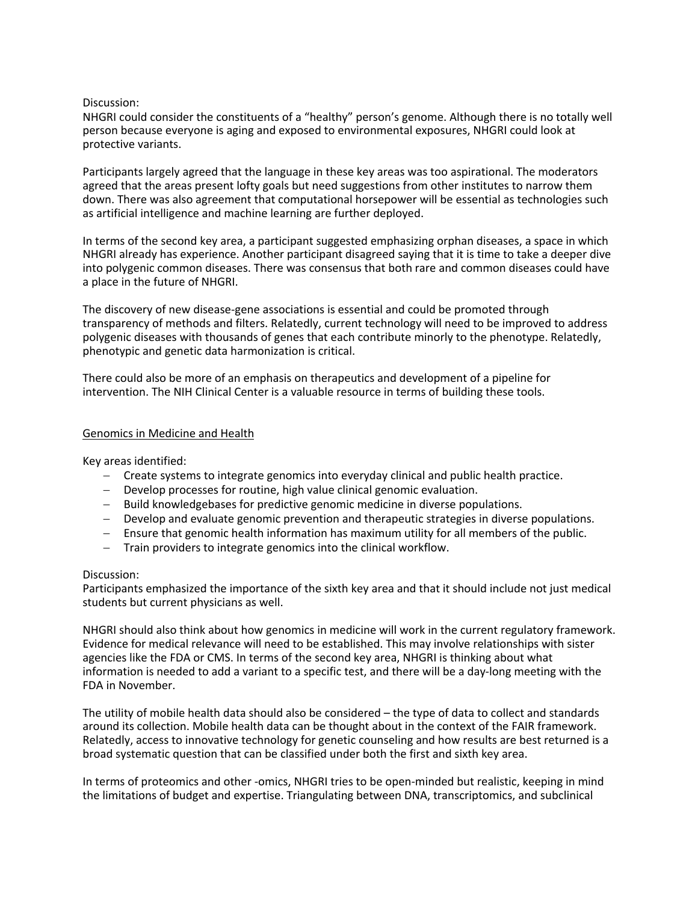Discussion:

NHGRI could consider the constituents of a "healthy" person's genome. Although there is no totally well person because everyone is aging and exposed to environmental exposures, NHGRI could look at protective variants.

Participants largely agreed that the language in these key areas was too aspirational. The moderators agreed that the areas present lofty goals but need suggestions from other institutes to narrow them down. There was also agreement that computational horsepower will be essential as technologies such as artificial intelligence and machine learning are further deployed.

In terms of the second key area, a participant suggested emphasizing orphan diseases, a space in which NHGRI already has experience. Another participant disagreed saying that it is time to take a deeper dive into polygenic common diseases. There was consensus that both rare and common diseases could have a place in the future of NHGRI.

The discovery of new disease-gene associations is essential and could be promoted through transparency of methods and filters. Relatedly, current technology will need to be improved to address polygenic diseases with thousands of genes that each contribute minorly to the phenotype. Relatedly, phenotypic and genetic data harmonization is critical.

There could also be more of an emphasis on therapeutics and development of a pipeline for intervention. The NIH Clinical Center is a valuable resource in terms of building these tools.

<u>Genomics in Medicine and Health</u>

Key areas identified:

- Create systems to integrate genomics into everyday clinical and public health practice.
- Develop processes for routine, high value clinical genomic evaluation.
- Build knowledgebases for predictive genomic medicine in diverse populations.
- Develop and evaluate genomic prevention and therapeutic strategies in diverse populations.
- Ensure that genomic health information has maximum utility for all members of the public.
- Train providers to integrate genomics into the clinical workflow.

Discussion:

Participants emphasized the importance of the sixth key area and that it should include not just medical students but current physicians as well.

NHGRI should also think about how genomics in medicine will work in the current regulatory framework. Evidence for medical relevance will need to be established. This may involve relationships with sister agencies like the FDA or CMS. In terms of the second key area, NHGRI is thinking about what information is needed to add a variant to a specific test, and there will be a day-long meeting with the FDA in November.

The utility of mobile health data should also be considered – the type of data to collect and standards around its collection. Mobile health data can be thought about in the context of the FAIR framework. Relatedly, access to innovative technology for genetic counseling and how results are best returned is a broad systematic question that can be classified under both the first and sixth key area.

In terms of proteomics and other -omics, NHGRI tries to be open-minded but realistic, keeping in mind the limitations of budget and expertise. Triangulating between DNA, transcriptomics, and subclinical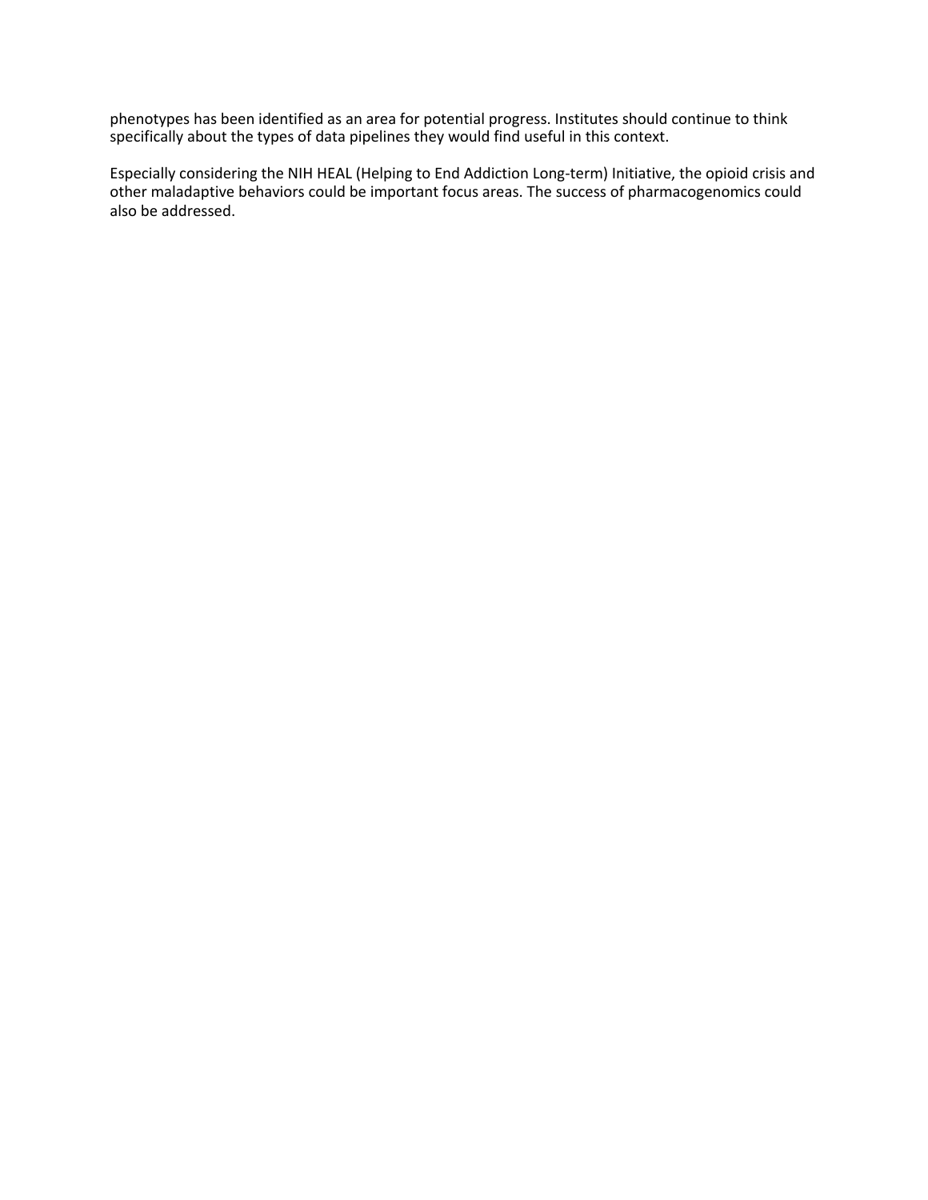phenotypes has been identified as an area for potential progress. Institutes should continue to think specifically about the types of data pipelines they would find useful in this context.

Especially considering the NIH HEAL (Helping to End Addiction Long-term) Initiative, the opioid crisis and other maladaptive behaviors could be important focus areas. The success of pharmacogenomics could also be addressed.